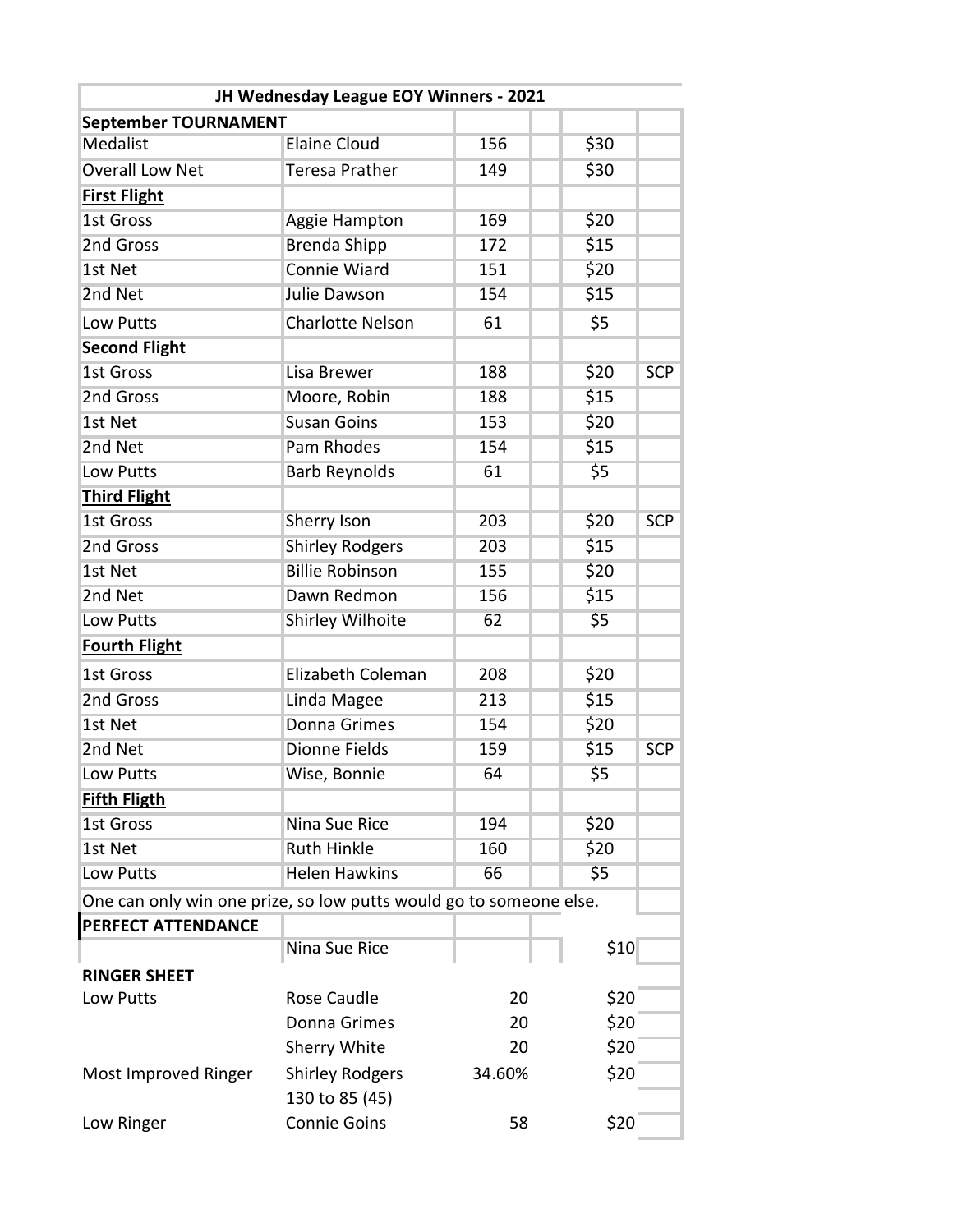| JH Wednesday League EOY Winners - 2021 | | | | | |
|---|---|---|---|---|---|
| **September TOURNAMENT** | | | | | |
| Medalist | Elaine Cloud | 156 | | $30 | |
| Overall Low Net | Teresa Prather | 149 | | $30 | |
| **First Flight** | | | | | |
| 1st Gross | Aggie Hampton | 169 | | $20 | |
| 2nd Gross | Brenda Shipp | 172 | | $15 | |
| 1st Net | Connie Wiard | 151 | | $20 | |
| 2nd Net | Julie Dawson | 154 | | $15 | |
| Low Putts | Charlotte Nelson | 61 | | $5 | |
| **Second Flight** | | | | | |
| 1st Gross | Lisa Brewer | 188 | | $20 | SCP |
| 2nd Gross | Moore, Robin | 188 | | $15 | |
| 1st Net | Susan Goins | 153 | | $20 | |
| 2nd Net | Pam Rhodes | 154 | | $15 | |
| Low Putts | Barb Reynolds | 61 | | $5 | |
| **Third Flight** | | | | | |
| 1st Gross | Sherry Ison | 203 | | $20 | SCP |
| 2nd Gross | Shirley Rodgers | 203 | | $15 | |
| 1st Net | Billie Robinson | 155 | | $20 | |
| 2nd Net | Dawn Redmon | 156 | | $15 | |
| Low Putts | Shirley Wilhoite | 62 | | $5 | |
| **Fourth Flight** | | | | | |
| 1st Gross | Elizabeth Coleman | 208 | | $20 | |
| 2nd Gross | Linda Magee | 213 | | $15 | |
| 1st Net | Donna Grimes | 154 | | $20 | |
| 2nd Net | Dionne Fields | 159 | | $15 | SCP |
| Low Putts | Wise, Bonnie | 64 | | $5 | |
| **Fifth Fligth** | | | | | |
| 1st Gross | Nina Sue Rice | 194 | | $20 | |
| 1st Net | Ruth Hinkle | 160 | | $20 | |
| Low Putts | Helen Hawkins | 66 | | $5 | |
| One can only win one prize, so low putts would go to someone else. | | | | | |
| **PERFECT ATTENDANCE** | | | | | |
| | Nina Sue Rice | | | $10 | |
| **RINGER SHEET** | | | | | |
| Low Putts | Rose Caudle | 20 | | $20 | |
| | Donna Grimes | 20 | | $20 | |
| | Sherry White | 20 | | $20 | |
| Most Improved Ringer | Shirley Rodgers | 34.60% | | $20 | |
| | 130 to 85 (45) | | | | |
| Low Ringer | Connie Goins | 58 | | $20 | |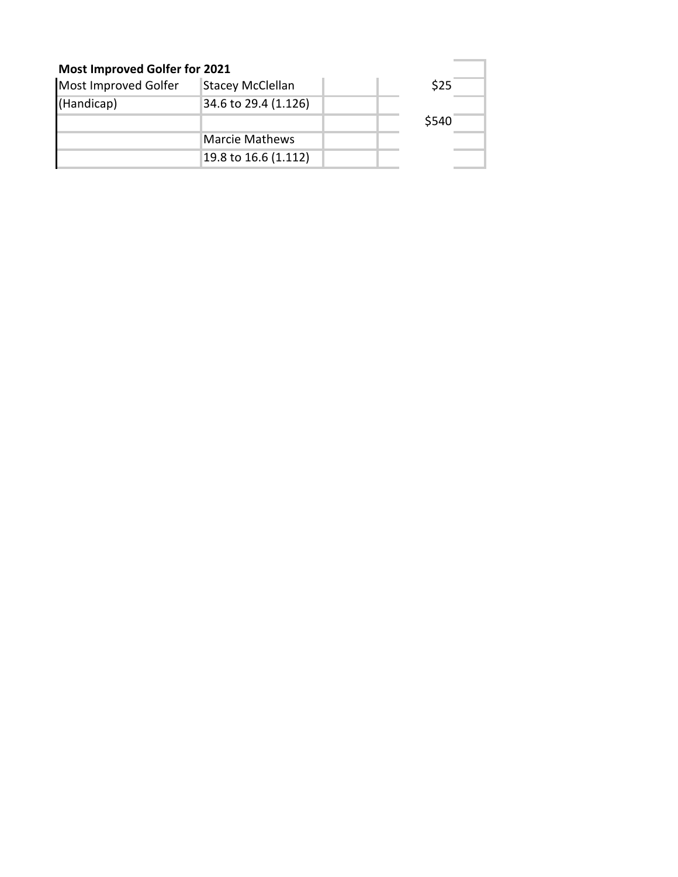**Most Improved Golfer for 2021**

| | | | | | |
|---|---|---|---|---|---|
| Most Improved Golfer | Stacey McClellan | | | $25 | |
| (Handicap) | 34.6 to 29.4 (1.126) | | | | |
| | | | | $540 | |
| | Marcie Mathews | | | | |
| | 19.8 to 16.6 (1.112) | | | | |